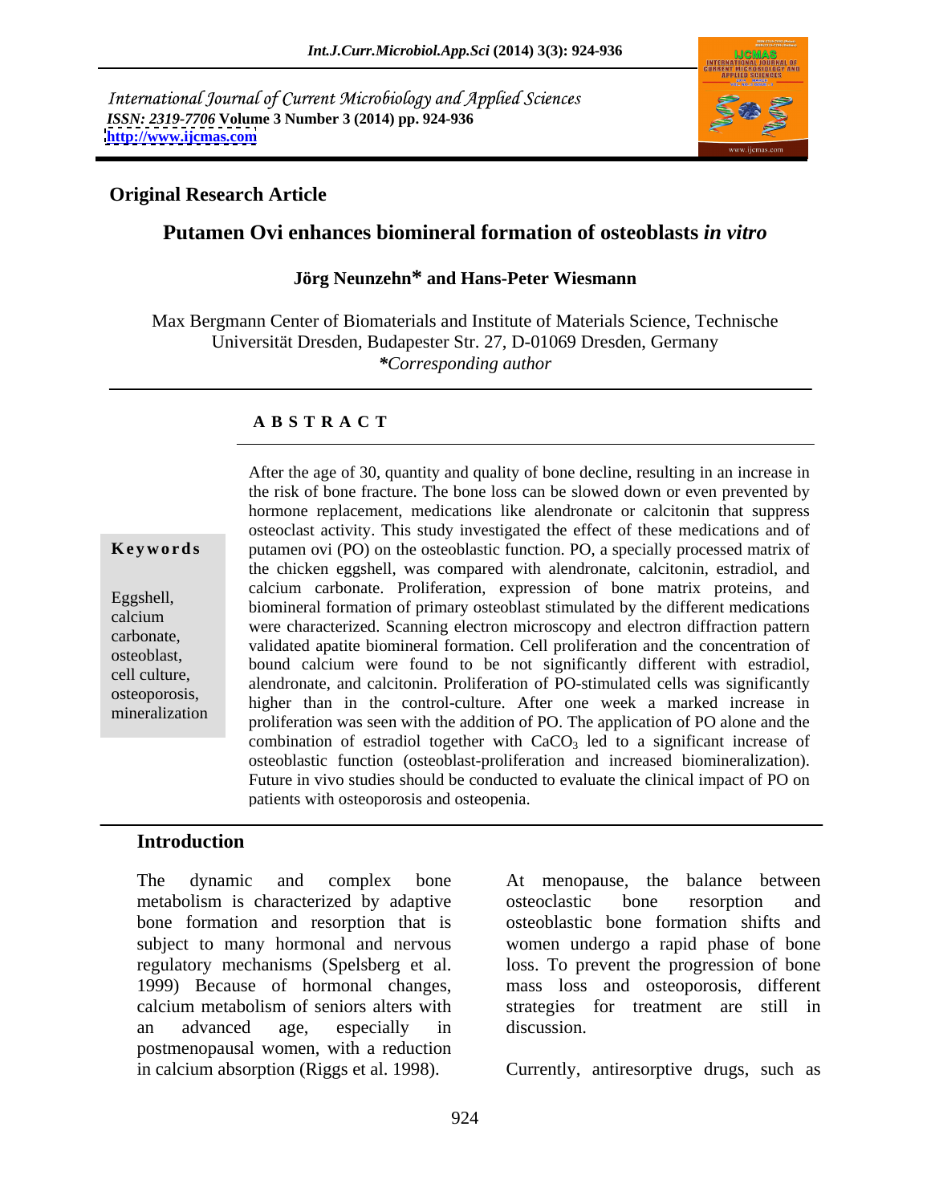International Journal of Current Microbiology and Applied Sciences
*ISSN: 2319-7706* **Volume 3 Number 3 (2014) pp. 924-936**
**http://www.ijcmas.com**

**Original Research Article**

# Putamen Ovi enhances biomineral formation of osteoblasts *in vitro*

**Jörg Neunzehn* and Hans-Peter Wiesmann**

Max Bergmann Center of Biomaterials and Institute of Materials Science, Technische Universität Dresden, Budapester Str. 27, D-01069 Dresden, Germany
*\*Corresponding author*

## A B S T R A C T

**Keywords**

Eggshell, calcium carbonate, osteoblast, cell culture, osteoporosis, mineralization

After the age of 30, quantity and quality of bone decline, resulting in an increase in the risk of bone fracture. The bone loss can be slowed down or even prevented by hormone replacement, medications like alendronate or calcitonin that suppress osteoclast activity. This study investigated the effect of these medications and of putamen ovi (PO) on the osteoblastic function. PO, a specially processed matrix of the chicken eggshell, was compared with alendronate, calcitonin, estradiol, and calcium carbonate. Proliferation, expression of bone matrix proteins, and biomineral formation of primary osteoblast stimulated by the different medications were characterized. Scanning electron microscopy and electron diffraction pattern validated apatite biomineral formation. Cell proliferation and the concentration of bound calcium were found to be not significantly different with estradiol, alendronate, and calcitonin. Proliferation of PO-stimulated cells was significantly higher than in the control-culture. After one week a marked increase in proliferation was seen with the addition of PO. The application of PO alone and the combination of estradiol together with $CaCO_3$ led to a significant increase of osteoblastic function (osteoblast-proliferation and increased biomineralization). Future in vivo studies should be conducted to evaluate the clinical impact of PO on patients with osteoporosis and osteopenia.

## Introduction

The dynamic and complex bone metabolism is characterized by adaptive bone formation and resorption that is subject to many hormonal and nervous regulatory mechanisms (Spelsberg et al. 1999) Because of hormonal changes, calcium metabolism of seniors alters with an advanced age, especially in postmenopausal women, with a reduction in calcium absorption (Riggs et al. 1998).

At menopause, the balance between osteoclastic bone resorption and osteoblastic bone formation shifts and women undergo a rapid phase of bone loss. To prevent the progression of bone mass loss and osteoporosis, different strategies for treatment are still in discussion.

Currently, antiresorptive drugs, such as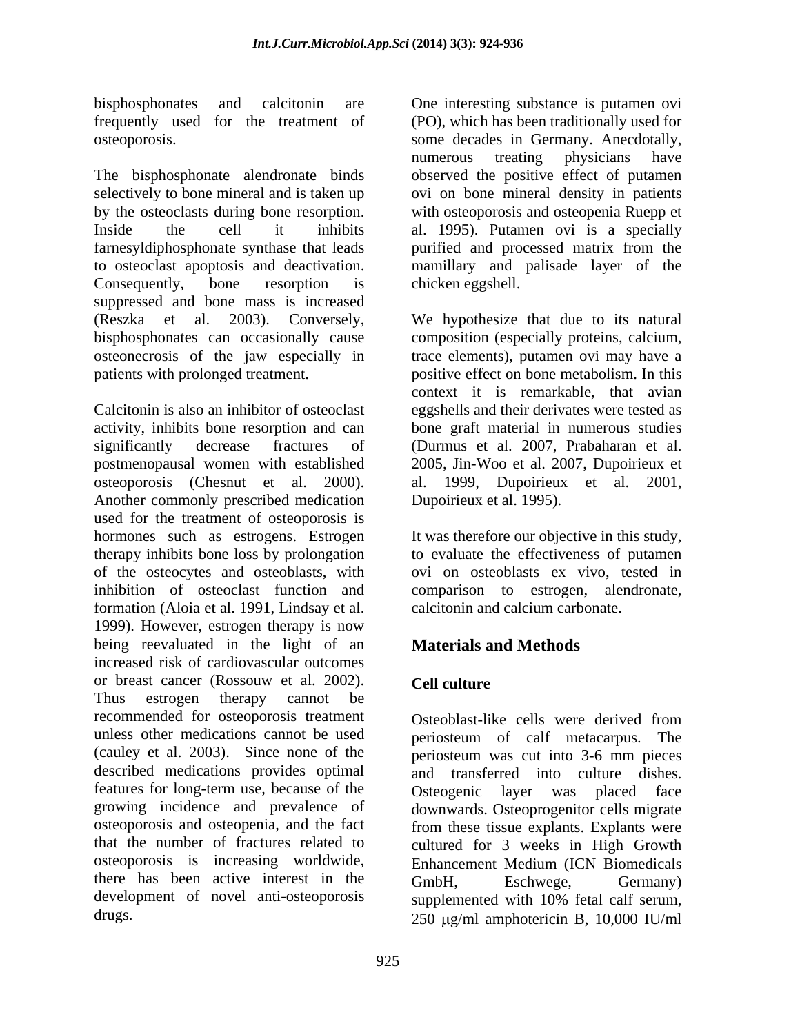bisphosphonates and calcitonin are frequently used for the treatment of osteoporosis.

The bisphosphonate alendronate binds selectively to bone mineral and is taken up by the osteoclasts during bone resorption. Inside the cell it inhibits farnesyldiphosphonate synthase that leads to osteoclast apoptosis and deactivation. Consequently, bone resorption is suppressed and bone mass is increased (Reszka et al. 2003). Conversely, bisphosphonates can occasionally cause osteonecrosis of the jaw especially in patients with prolonged treatment.

Calcitonin is also an inhibitor of osteoclast activity, inhibits bone resorption and can significantly decrease fractures of postmenopausal women with established osteoporosis (Chesnut et al. 2000). Another commonly prescribed medication used for the treatment of osteoporosis is hormones such as estrogens. Estrogen therapy inhibits bone loss by prolongation of the osteocytes and osteoblasts, with inhibition of osteoclast function and formation (Aloia et al. 1991, Lindsay et al. 1999). However, estrogen therapy is now being reevaluated in the light of an increased risk of cardiovascular outcomes or breast cancer (Rossouw et al. 2002). Thus estrogen therapy cannot be recommended for osteoporosis treatment unless other medications cannot be used (cauley et al. 2003). Since none of the described medications provides optimal features for long-term use, because of the growing incidence and prevalence of osteoporosis and osteopenia, and the fact that the number of fractures related to osteoporosis is increasing worldwide, there has been active interest in the development of novel anti-osteoporosis drugs.

One interesting substance is putamen ovi (PO), which has been traditionally used for some decades in Germany. Anecdotally, numerous treating physicians have observed the positive effect of putamen ovi on bone mineral density in patients with osteoporosis and osteopenia Ruepp et al. 1995). Putamen ovi is a specially purified and processed matrix from the mamillary and palisade layer of the chicken eggshell.

We hypothesize that due to its natural composition (especially proteins, calcium, trace elements), putamen ovi may have a positive effect on bone metabolism. In this context it is remarkable, that avian eggshells and their derivates were tested as bone graft material in numerous studies (Durmus et al. 2007, Prabaharan et al. 2005, Jin-Woo et al. 2007, Dupoirieux et al. 1999, Dupoirieux et al. 2001, Dupoirieux et al. 1995).

It was therefore our objective in this study, to evaluate the effectiveness of putamen ovi on osteoblasts ex vivo, tested in comparison to estrogen, alendronate, calcitonin and calcium carbonate.

## Materials and Methods

### Cell culture

Osteoblast-like cells were derived from periosteum of calf metacarpus. The periosteum was cut into 3-6 mm pieces and transferred into culture dishes. Osteogenic layer was placed face downwards. Osteoprogenitor cells migrate from these tissue explants. Explants were cultured for 3 weeks in High Growth Enhancement Medium (ICN Biomedicals GmbH, Eschwege, Germany) supplemented with 10% fetal calf serum, 250 μg/ml amphotericin B, 10,000 IU/ml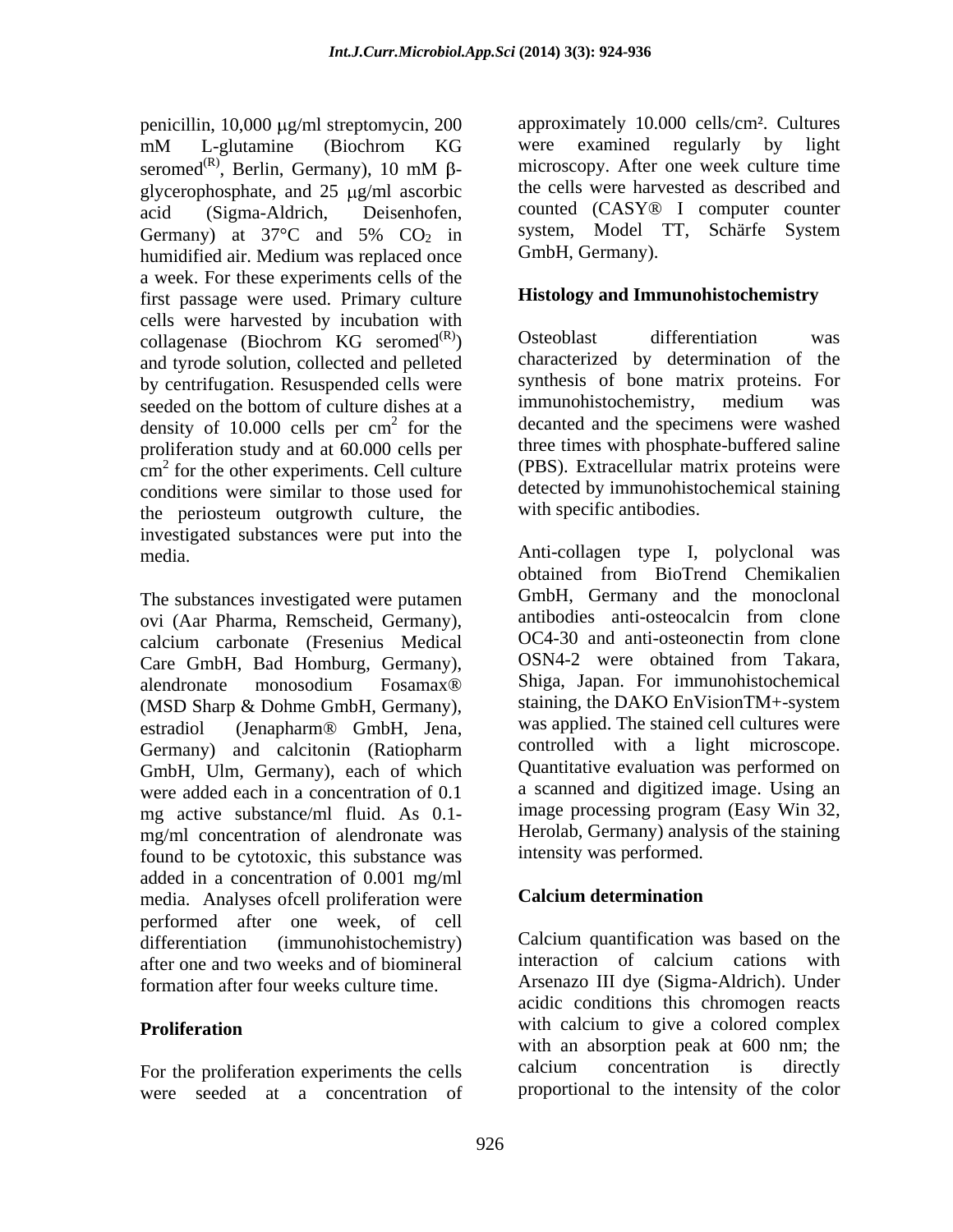penicillin, 10,000 μg/ml streptomycin, 200 mM L-glutamine (Biochrom KG seromed(R), Berlin, Germany), 10 mM β-glycerophosphate, and 25 μg/ml ascorbic acid (Sigma-Aldrich, Deisenhofen, Germany) at 37°C and 5% $CO_2$ in humidified air. Medium was replaced once a week. For these experiments cells of the first passage were used. Primary culture cells were harvested by incubation with collagenase (Biochrom KG seromed(R)) and tyrode solution, collected and pelleted by centrifugation. Resuspended cells were seeded on the bottom of culture dishes at a density of 10.000 cells per $cm^2$ for the proliferation study and at 60.000 cells per $cm^2$ for the other experiments. Cell culture conditions were similar to those used for the periosteum outgrowth culture, the investigated substances were put into the media.

The substances investigated were putamen ovi (Aar Pharma, Remscheid, Germany), calcium carbonate (Fresenius Medical Care GmbH, Bad Homburg, Germany), alendronate monosodium Fosamax® (MSD Sharp & Dohme GmbH, Germany), estradiol (Jenapharm® GmbH, Jena, Germany) and calcitonin (Ratiopharm GmbH, Ulm, Germany), each of which were added each in a concentration of 0.1 mg active substance/ml fluid. As 0.1-mg/ml concentration of alendronate was found to be cytotoxic, this substance was added in a concentration of 0.001 mg/ml media. Analyses ofcell proliferation were performed after one week, of cell differentiation (immunohistochemistry) after one and two weeks and of biomineral formation after four weeks culture time.

## Proliferation

For the proliferation experiments the cells were seeded at a concentration of approximately 10.000 cells/cm². Cultures were examined regularly by light microscopy. After one week culture time the cells were harvested as described and counted (CASY® I computer counter system, Model TT, Schärfe System GmbH, Germany).

## Histology and Immunohistochemistry

Osteoblast differentiation was characterized by determination of the synthesis of bone matrix proteins. For immunohistochemistry, medium was decanted and the specimens were washed three times with phosphate-buffered saline (PBS). Extracellular matrix proteins were detected by immunohistochemical staining with specific antibodies.

Anti-collagen type I, polyclonal was obtained from BioTrend Chemikalien GmbH, Germany and the monoclonal antibodies anti-osteocalcin from clone OC4-30 and anti-osteonectin from clone OSN4-2 were obtained from Takara, Shiga, Japan. For immunohistochemical staining, the DAKO EnVisionTM+-system was applied. The stained cell cultures were controlled with a light microscope. Quantitative evaluation was performed on a scanned and digitized image. Using an image processing program (Easy Win 32, Herolab, Germany) analysis of the staining intensity was performed.

## Calcium determination

Calcium quantification was based on the interaction of calcium cations with Arsenazo III dye (Sigma-Aldrich). Under acidic conditions this chromogen reacts with calcium to give a colored complex with an absorption peak at 600 nm; the calcium concentration is directly proportional to the intensity of the color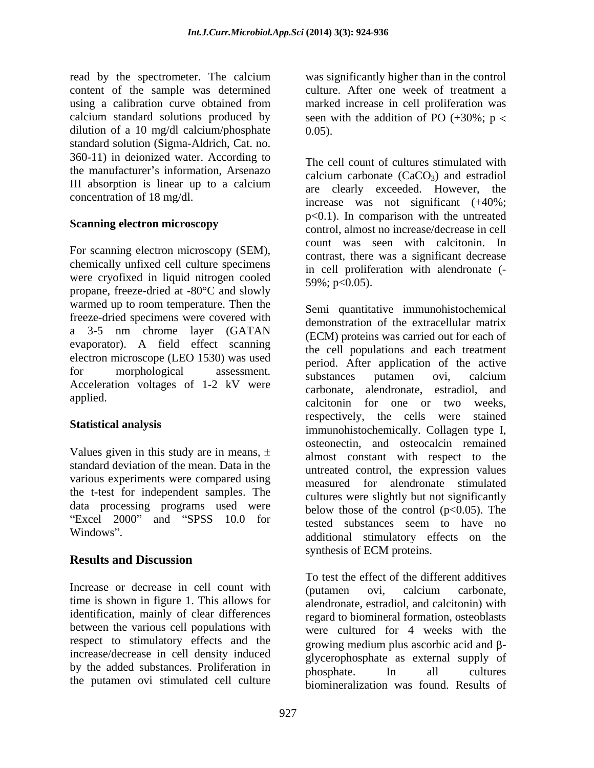read by the spectrometer. The calcium content of the sample was determined using a calibration curve obtained from calcium standard solutions produced by dilution of a 10 mg/dl calcium/phosphate standard solution (Sigma-Aldrich, Cat. no. 360-11) in deionized water. According to the manufacturer's information, Arsenazo III absorption is linear up to a calcium concentration of 18 mg/dl.

## Scanning electron microscopy

For scanning electron microscopy (SEM), chemically unfixed cell culture specimens were cryofixed in liquid nitrogen cooled propane, freeze-dried at -80°C and slowly warmed up to room temperature. Then the freeze-dried specimens were covered with a 3-5 nm chrome layer (GATAN evaporator). A field effect scanning electron microscope (LEO 1530) was used for morphological assessment. Acceleration voltages of 1-2 kV were applied.

## Statistical analysis

Values given in this study are in means, ± standard deviation of the mean. Data in the various experiments were compared using the t-test for independent samples. The data processing programs used were "Excel 2000" and "SPSS 10.0 for Windows".

# Results and Discussion

Increase or decrease in cell count with time is shown in figure 1. This allows for identification, mainly of clear differences between the various cell populations with respect to stimulatory effects and the increase/decrease in cell density induced by the added substances. Proliferation in the putamen ovi stimulated cell culture was significantly higher than in the control culture. After one week of treatment a marked increase in cell proliferation was seen with the addition of PO (+30%; $p < 0.05$).

The cell count of cultures stimulated with calcium carbonate ($CaCO_3$) and estradiol are clearly exceeded. However, the increase was not significant (+40%; $p<0.1$). In comparison with the untreated control, almost no increase/decrease in cell count was seen with calcitonin. In contrast, there was a significant decrease in cell proliferation with alendronate (-59%; $p<0.05$).

Semi quantitative immunohistochemical demonstration of the extracellular matrix (ECM) proteins was carried out for each of the cell populations and each treatment period. After application of the active substances putamen ovi, calcium carbonate, alendronate, estradiol, and calcitonin for one or two weeks, respectively, the cells were stained immunohistochemically. Collagen type I, osteonectin, and osteocalcin remained almost constant with respect to the untreated control, the expression values measured for alendronate stimulated cultures were slightly but not significantly below those of the control ($p<0.05$). The tested substances seem to have no additional stimulatory effects on the synthesis of ECM proteins.

To test the effect of the different additives (putamen ovi, calcium carbonate, alendronate, estradiol, and calcitonin) with regard to biomineral formation, osteoblasts were cultured for 4 weeks with the growing medium plus ascorbic acid and β-glycerophosphate as external supply of phosphate. In all cultures biomineralization was found. Results of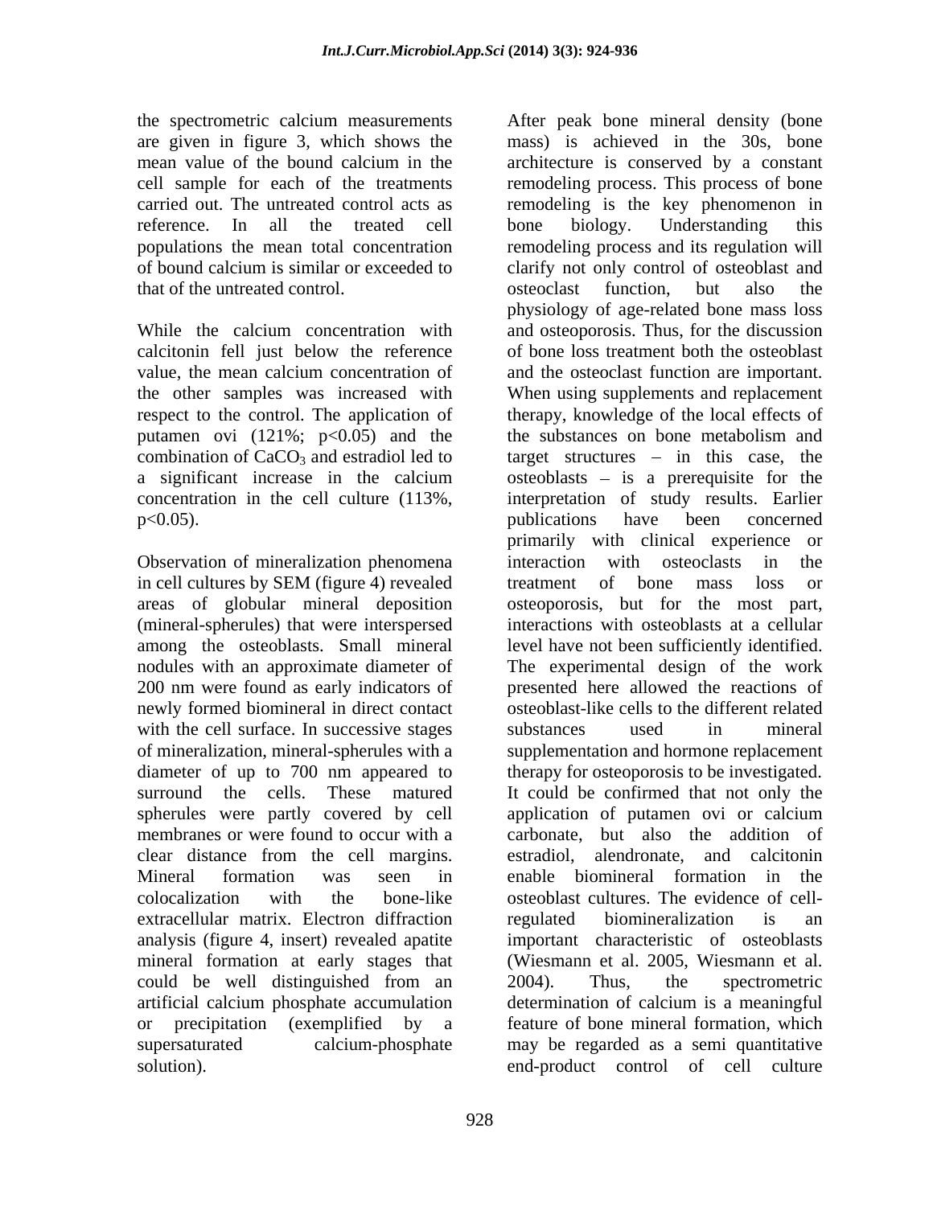the spectrometric calcium measurements are given in figure 3, which shows the mean value of the bound calcium in the cell sample for each of the treatments carried out. The untreated control acts as reference. In all the treated cell populations the mean total concentration of bound calcium is similar or exceeded to that of the untreated control.

While the calcium concentration with calcitonin fell just below the reference value, the mean calcium concentration of the other samples was increased with respect to the control. The application of putamen ovi (121%; $p<0.05$) and the combination of $CaCO_3$ and estradiol led to a significant increase in the calcium concentration in the cell culture (113%, $p<0.05$).

Observation of mineralization phenomena in cell cultures by SEM (figure 4) revealed areas of globular mineral deposition (mineral-spherules) that were interspersed among the osteoblasts. Small mineral nodules with an approximate diameter of 200 nm were found as early indicators of newly formed biomineral in direct contact with the cell surface. In successive stages of mineralization, mineral-spherules with a diameter of up to 700 nm appeared to surround the cells. These matured spherules were partly covered by cell membranes or were found to occur with a clear distance from the cell margins. Mineral formation was seen in colocalization with the bone-like extracellular matrix. Electron diffraction analysis (figure 4, insert) revealed apatite mineral formation at early stages that could be well distinguished from an artificial calcium phosphate accumulation or precipitation (exemplified by a supersaturated calcium-phosphate solution).

After peak bone mineral density (bone mass) is achieved in the 30s, bone architecture is conserved by a constant remodeling process. This process of bone remodeling is the key phenomenon in bone biology. Understanding this remodeling process and its regulation will clarify not only control of osteoblast and osteoclast function, but also the physiology of age-related bone mass loss and osteoporosis. Thus, for the discussion of bone loss treatment both the osteoblast and the osteoclast function are important. When using supplements and replacement therapy, knowledge of the local effects of the substances on bone metabolism and target structures – in this case, the osteoblasts – is a prerequisite for the interpretation of study results. Earlier publications have been concerned primarily with clinical experience or interaction with osteoclasts in the treatment of bone mass loss or osteoporosis, but for the most part, interactions with osteoblasts at a cellular level have not been sufficiently identified. The experimental design of the work presented here allowed the reactions of osteoblast-like cells to the different related substances used in mineral supplementation and hormone replacement therapy for osteoporosis to be investigated. It could be confirmed that not only the application of putamen ovi or calcium carbonate, but also the addition of estradiol, alendronate, and calcitonin enable biomineral formation in the osteoblast cultures. The evidence of cell-regulated biomineralization is an important characteristic of osteoblasts (Wiesmann et al. 2005, Wiesmann et al. 2004). Thus, the spectrometric determination of calcium is a meaningful feature of bone mineral formation, which may be regarded as a semi quantitative end-product control of cell culture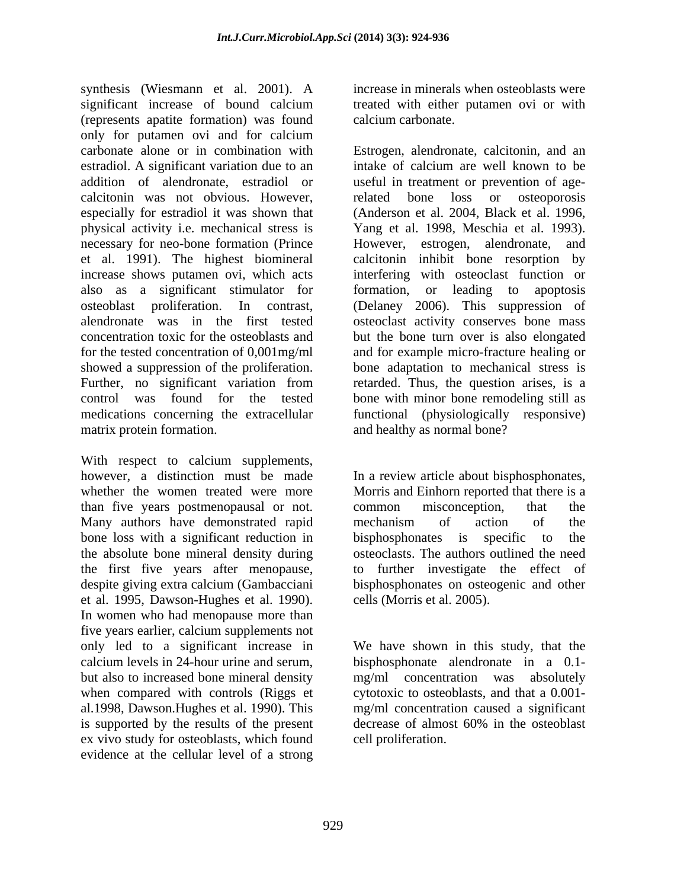synthesis (Wiesmann et al. 2001). A significant increase of bound calcium (represents apatite formation) was found only for putamen ovi and for calcium carbonate alone or in combination with estradiol. A significant variation due to an addition of alendronate, estradiol or calcitonin was not obvious. However, especially for estradiol it was shown that physical activity i.e. mechanical stress is necessary for neo-bone formation (Prince et al. 1991). The highest biomineral increase shows putamen ovi, which acts also as a significant stimulator for osteoblast proliferation. In contrast, alendronate was in the first tested concentration toxic for the osteoblasts and for the tested concentration of 0,001mg/ml showed a suppression of the proliferation. Further, no significant variation from control was found for the tested medications concerning the extracellular matrix protein formation.

With respect to calcium supplements, however, a distinction must be made whether the women treated were more than five years postmenopausal or not. Many authors have demonstrated rapid bone loss with a significant reduction in the absolute bone mineral density during the first five years after menopause, despite giving extra calcium (Gambacciani et al. 1995, Dawson-Hughes et al. 1990). In women who had menopause more than five years earlier, calcium supplements not only led to a significant increase in calcium levels in 24-hour urine and serum, but also to increased bone mineral density when compared with controls (Riggs et al.1998, Dawson.Hughes et al. 1990). This is supported by the results of the present ex vivo study for osteoblasts, which found evidence at the cellular level of a strong increase in minerals when osteoblasts were treated with either putamen ovi or with calcium carbonate.

Estrogen, alendronate, calcitonin, and an intake of calcium are well known to be useful in treatment or prevention of age-related bone loss or osteoporosis (Anderson et al. 2004, Black et al. 1996, Yang et al. 1998, Meschia et al. 1993). However, estrogen, alendronate, and calcitonin inhibit bone resorption by interfering with osteoclast function or formation, or leading to apoptosis (Delaney 2006). This suppression of osteoclast activity conserves bone mass but the bone turn over is also elongated and for example micro-fracture healing or bone adaptation to mechanical stress is retarded. Thus, the question arises, is a bone with minor bone remodeling still as functional (physiologically responsive) and healthy as normal bone?

In a review article about bisphosphonates, Morris and Einhorn reported that there is a common misconception, that the mechanism of action of the bisphosphonates is specific to the osteoclasts. The authors outlined the need to further investigate the effect of bisphosphonates on osteogenic and other cells (Morris et al. 2005).

We have shown in this study, that the bisphosphonate alendronate in a 0.1-mg/ml concentration was absolutely cytotoxic to osteoblasts, and that a 0.001-mg/ml concentration caused a significant decrease of almost 60% in the osteoblast cell proliferation.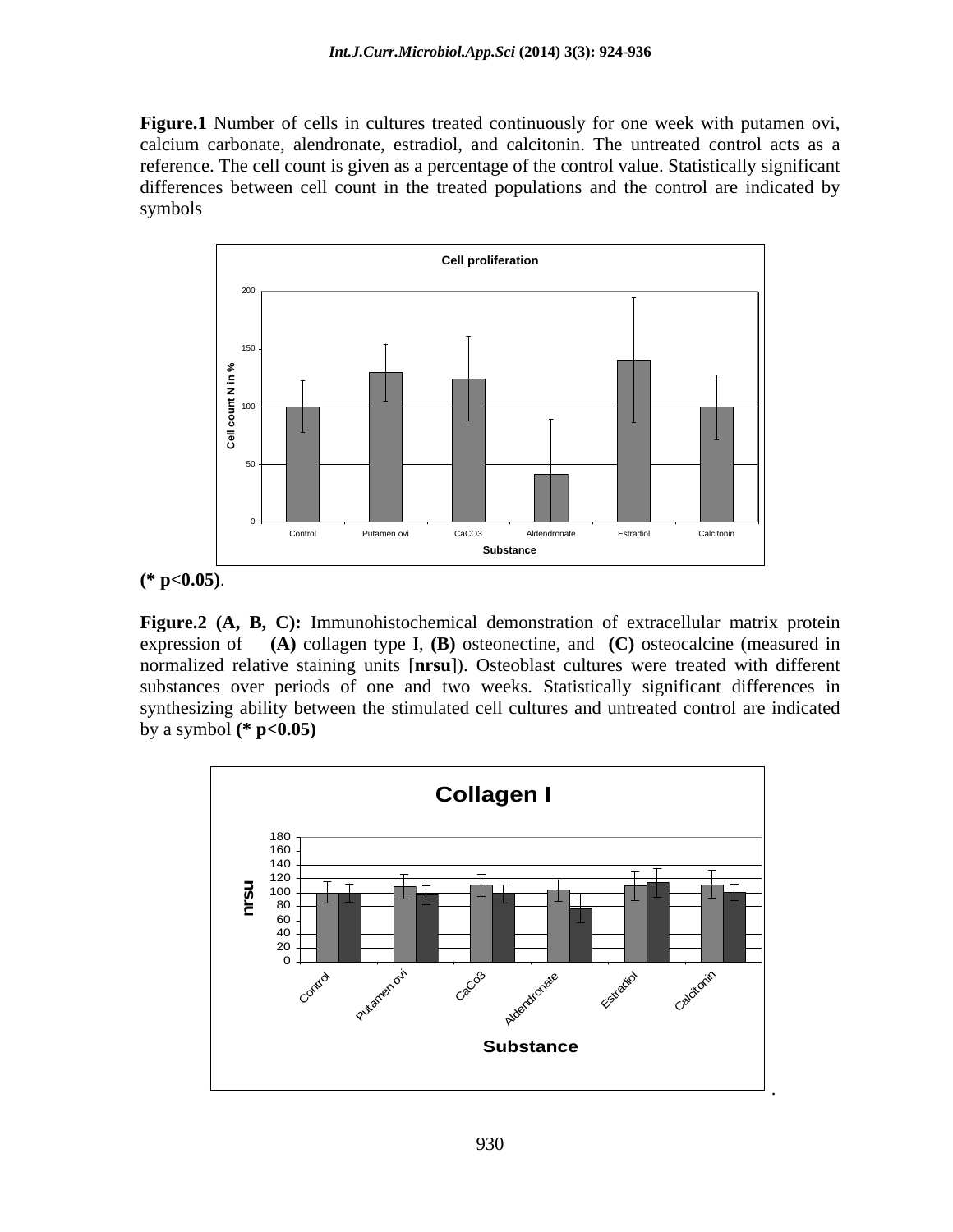**Figure.1** Number of cells in cultures treated continuously for one week with putamen ovi, calcium carbonate, alendronate, estradiol, and calcitonin. The untreated control acts as a reference. The cell count is given as a percentage of the control value. Statistically significant differences between cell count in the treated populations and the control are indicated by symbols

**(* p<0.05)**.

**Figure.2 (A, B, C):** Immunohistochemical demonstration of extracellular matrix protein expression of **(A)** collagen type I, **(B)** osteonectine, and **(C)** osteocalcine (measured in normalized relative staining units [**nrsu**]). Osteoblast cultures were treated with different substances over periods of one and two weeks. Statistically significant differences in synthesizing ability between the stimulated cell cultures and untreated control are indicated by a symbol **(* p<0.05)**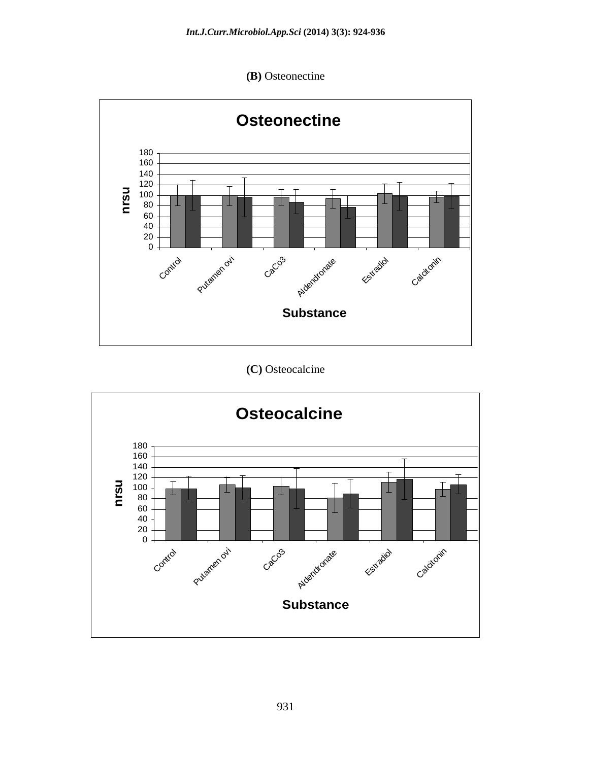**(B)** Osteonectine

**(C)** Osteocalcine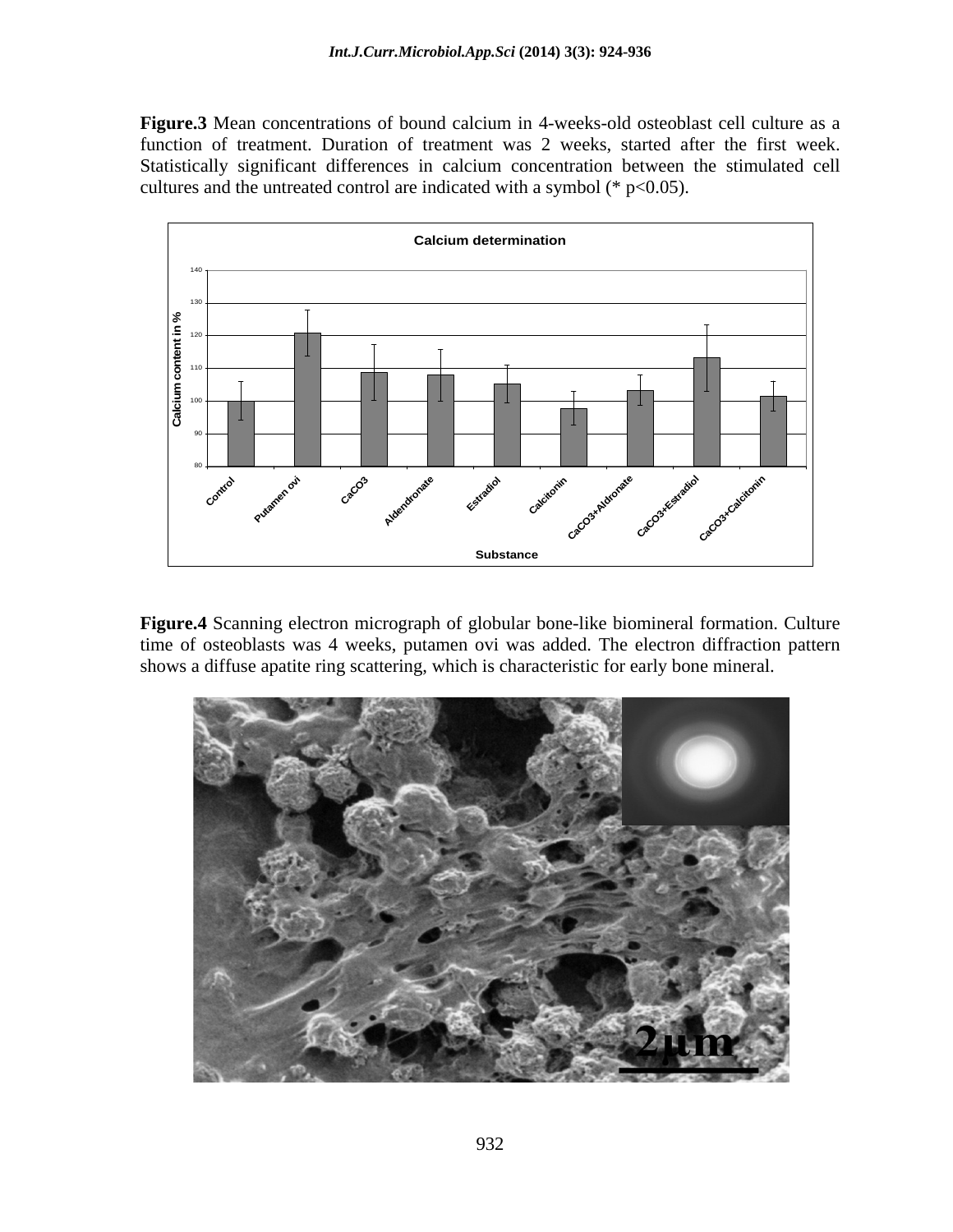**Figure.3** Mean concentrations of bound calcium in 4-weeks-old osteoblast cell culture as a function of treatment. Duration of treatment was 2 weeks, started after the first week. Statistically significant differences in calcium concentration between the stimulated cell cultures and the untreated control are indicated with a symbol (* $p<0.05$).

**Figure.4** Scanning electron micrograph of globular bone-like biomineral formation. Culture time of osteoblasts was 4 weeks, putamen ovi was added. The electron diffraction pattern shows a diffuse apatite ring scattering, which is characteristic for early bone mineral.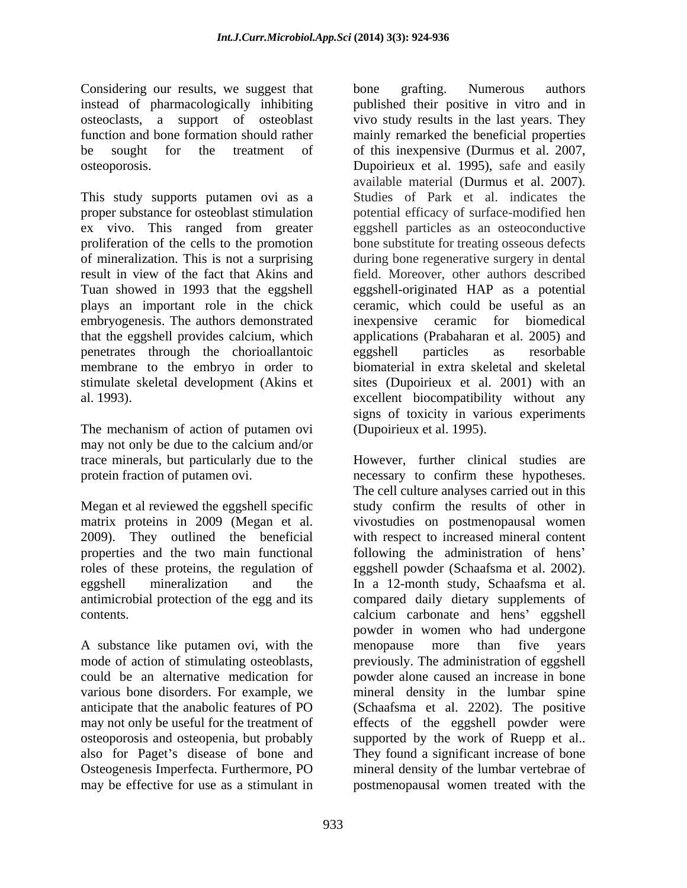Considering our results, we suggest that instead of pharmacologically inhibiting osteoclasts, a support of osteoblast function and bone formation should rather be sought for the treatment of osteoporosis.

This study supports putamen ovi as a proper substance for osteoblast stimulation ex vivo. This ranged from greater proliferation of the cells to the promotion of mineralization. This is not a surprising result in view of the fact that Akins and Tuan showed in 1993 that the eggshell plays an important role in the chick embryogenesis. The authors demonstrated that the eggshell provides calcium, which penetrates through the chorioallantoic membrane to the embryo in order to stimulate skeletal development (Akins et al. 1993).

The mechanism of action of putamen ovi may not only be due to the calcium and/or trace minerals, but particularly due to the protein fraction of putamen ovi.

Megan et al reviewed the eggshell specific matrix proteins in 2009 (Megan et al. 2009). They outlined the beneficial properties and the two main functional roles of these proteins, the regulation of eggshell mineralization and the antimicrobial protection of the egg and its contents.

A substance like putamen ovi, with the mode of action of stimulating osteoblasts, could be an alternative medication for various bone disorders. For example, we anticipate that the anabolic features of PO may not only be useful for the treatment of osteoporosis and osteopenia, but probably also for Paget's disease of bone and Osteogenesis Imperfecta. Furthermore, PO may be effective for use as a stimulant in bone grafting. Numerous authors published their positive in vitro and in vivo study results in the last years. They mainly remarked the beneficial properties of this inexpensive (Durmus et al. 2007, Dupoirieux et al. 1995), safe and easily available material (Durmus et al. 2007). Studies of Park et al. indicates the potential efficacy of surface-modified hen eggshell particles as an osteoconductive bone substitute for treating osseous defects during bone regenerative surgery in dental field. Moreover, other authors described eggshell-originated HAP as a potential ceramic, which could be useful as an inexpensive ceramic for biomedical applications (Prabaharan et al. 2005) and eggshell particles as resorbable biomaterial in extra skeletal and skeletal sites (Dupoirieux et al. 2001) with an excellent biocompatibility without any signs of toxicity in various experiments (Dupoirieux et al. 1995).

However, further clinical studies are necessary to confirm these hypotheses. The cell culture analyses carried out in this study confirm the results of other in vivostudies on postmenopausal women with respect to increased mineral content following the administration of hens' eggshell powder (Schaafsma et al. 2002). In a 12-month study, Schaafsma et al. compared daily dietary supplements of calcium carbonate and hens' eggshell powder in women who had undergone menopause more than five years previously. The administration of eggshell powder alone caused an increase in bone mineral density in the lumbar spine (Schaafsma et al. 2202). The positive effects of the eggshell powder were supported by the work of Ruepp et al.. They found a significant increase of bone mineral density of the lumbar vertebrae of postmenopausal women treated with the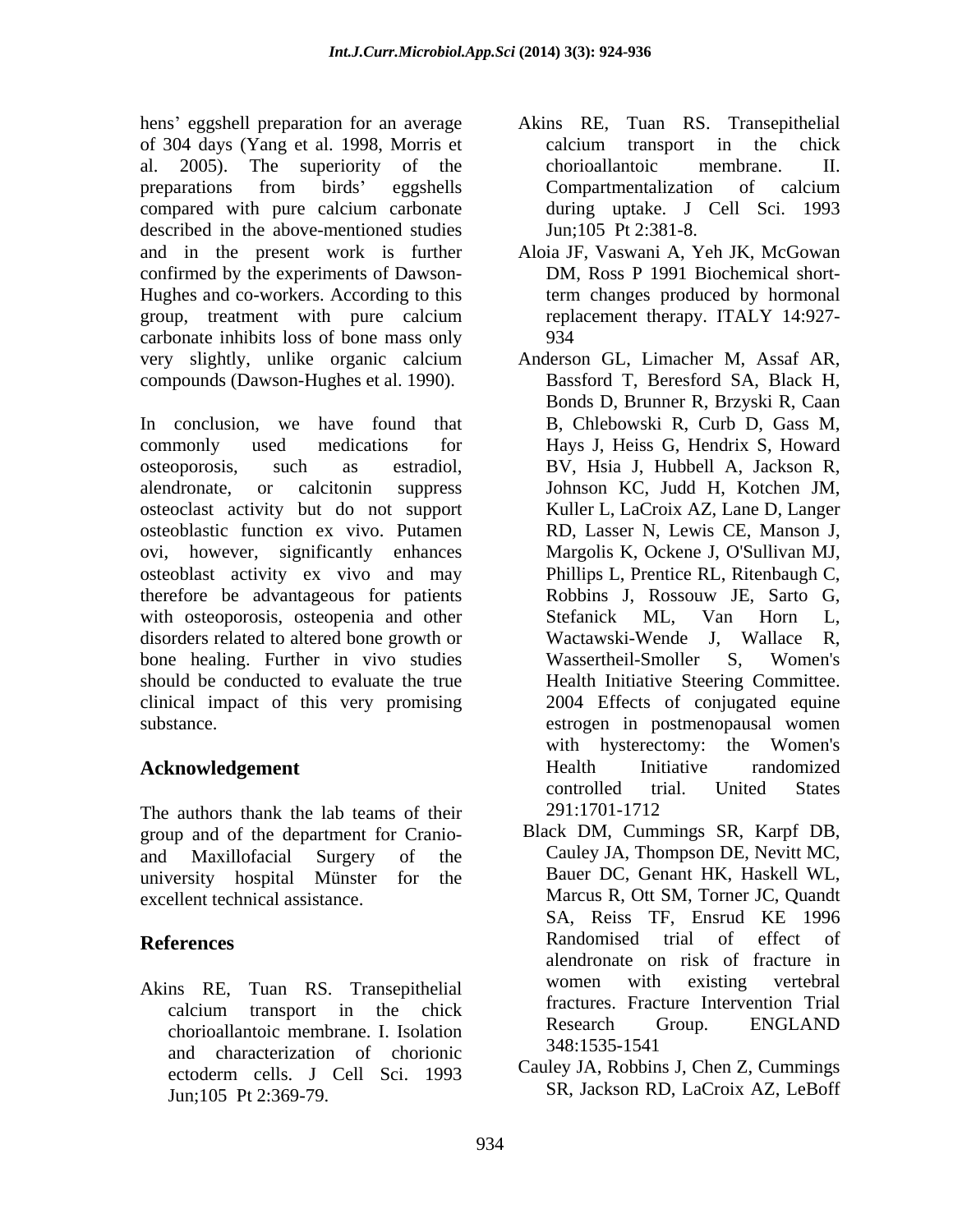hens' eggshell preparation for an average of 304 days (Yang et al. 1998, Morris et al. 2005). The superiority of the preparations from birds' eggshells compared with pure calcium carbonate described in the above-mentioned studies and in the present work is further confirmed by the experiments of Dawson-Hughes and co-workers. According to this group, treatment with pure calcium carbonate inhibits loss of bone mass only very slightly, unlike organic calcium compounds (Dawson-Hughes et al. 1990).

In conclusion, we have found that commonly used medications for osteoporosis, such as estradiol, alendronate, or calcitonin suppress osteoclast activity but do not support osteoblastic function ex vivo. Putamen ovi, however, significantly enhances osteoblast activity ex vivo and may therefore be advantageous for patients with osteoporosis, osteopenia and other disorders related to altered bone growth or bone healing. Further in vivo studies should be conducted to evaluate the true clinical impact of this very promising substance.

## Acknowledgement

The authors thank the lab teams of their group and of the department for Cranio- and Maxillofacial Surgery of the university hospital Münster for the excellent technical assistance.

## References

Akins RE, Tuan RS. Transepithelial calcium transport in the chick chorioallantoic membrane. I. Isolation and characterization of chorionic ectoderm cells. J Cell Sci. 1993 Jun;105 Pt 2:369-79.

Akins RE, Tuan RS. Transepithelial calcium transport in the chick chorioallantoic membrane. II. Compartmentalization of calcium during uptake. J Cell Sci. 1993 Jun;105 Pt 2:381-8.

Aloia JF, Vaswani A, Yeh JK, McGowan DM, Ross P 1991 Biochemical short-term changes produced by hormonal replacement therapy. ITALY 14:927-934

Anderson GL, Limacher M, Assaf AR, Bassford T, Beresford SA, Black H, Bonds D, Brunner R, Brzyski R, Caan B, Chlebowski R, Curb D, Gass M, Hays J, Heiss G, Hendrix S, Howard BV, Hsia J, Hubbell A, Jackson R, Johnson KC, Judd H, Kotchen JM, Kuller L, LaCroix AZ, Lane D, Langer RD, Lasser N, Lewis CE, Manson J, Margolis K, Ockene J, O'Sullivan MJ, Phillips L, Prentice RL, Ritenbaugh C, Robbins J, Rossouw JE, Sarto G, Stefanick ML, Van Horn L, Wactawski-Wende J, Wallace R, Wassertheil-Smoller S, Women's Health Initiative Steering Committee. 2004 Effects of conjugated equine estrogen in postmenopausal women with hysterectomy: the Women's Health Initiative randomized controlled trial. United States 291:1701-1712

Black DM, Cummings SR, Karpf DB, Cauley JA, Thompson DE, Nevitt MC, Bauer DC, Genant HK, Haskell WL, Marcus R, Ott SM, Torner JC, Quandt SA, Reiss TF, Ensrud KE 1996 Randomised trial of effect of alendronate on risk of fracture in women with existing vertebral fractures. Fracture Intervention Trial Research Group. ENGLAND 348:1535-1541

Cauley JA, Robbins J, Chen Z, Cummings SR, Jackson RD, LaCroix AZ, LeBoff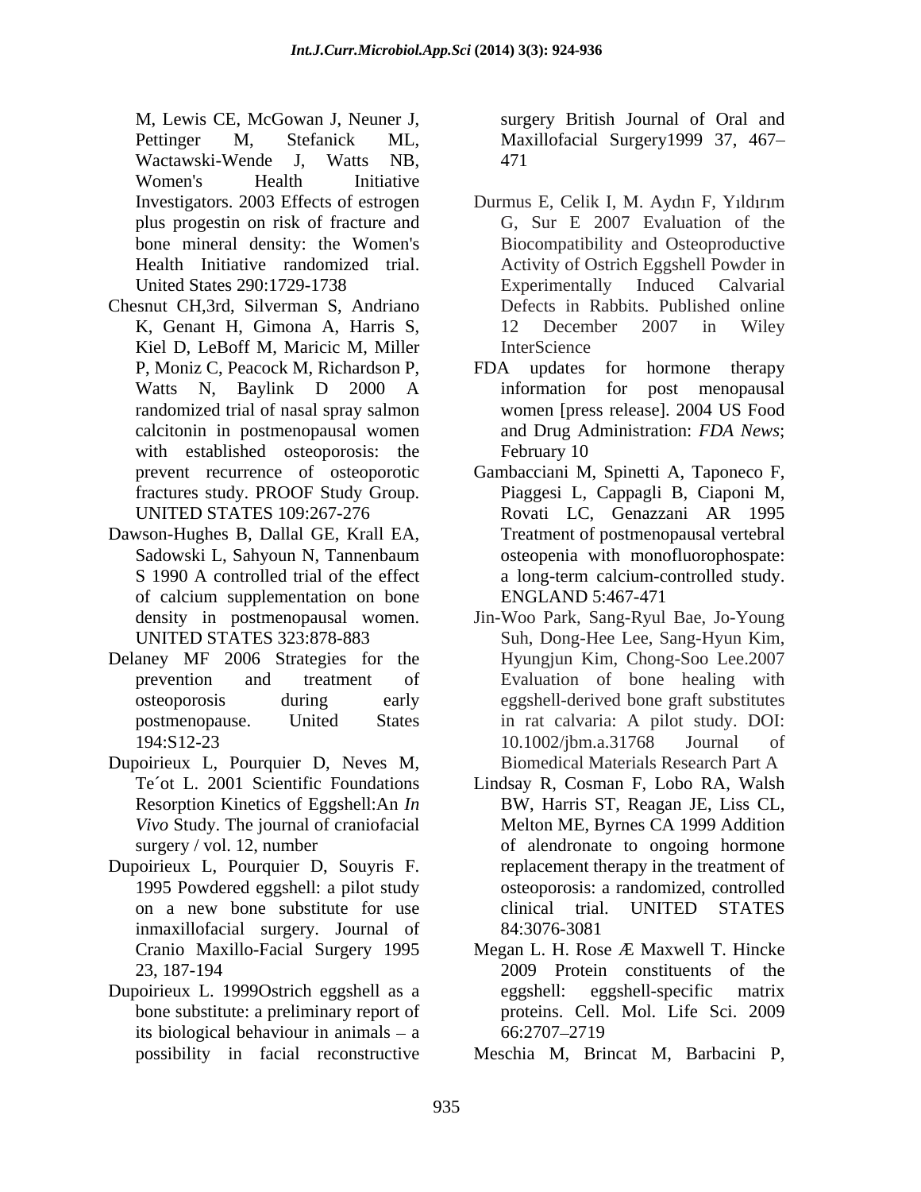M, Lewis CE, McGowan J, Neuner J, Pettinger M, Stefanick ML, Wactawski-Wende J, Watts NB, Women's Health Initiative Investigators. 2003 Effects of estrogen plus progestin on risk of fracture and bone mineral density: the Women's Health Initiative randomized trial. United States 290:1729-1738

Chesnut CH,3rd, Silverman S, Andriano K, Genant H, Gimona A, Harris S, Kiel D, LeBoff M, Maricic M, Miller P, Moniz C, Peacock M, Richardson P, Watts N, Baylink D 2000 A randomized trial of nasal spray salmon calcitonin in postmenopausal women with established osteoporosis: the prevent recurrence of osteoporotic fractures study. PROOF Study Group. UNITED STATES 109:267-276

Dawson-Hughes B, Dallal GE, Krall EA, Sadowski L, Sahyoun N, Tannenbaum S 1990 A controlled trial of the effect of calcium supplementation on bone density in postmenopausal women. UNITED STATES 323:878-883

Delaney MF 2006 Strategies for the prevention and treatment of osteoporosis during early postmenopause. United States 194:S12-23

Dupoirieux L, Pourquier D, Neves M, Te´ot L. 2001 Scientific Foundations Resorption Kinetics of Eggshell:An *In Vivo* Study. The journal of craniofacial surgery / vol. 12, number

Dupoirieux L, Pourquier D, Souyris F. 1995 Powdered eggshell: a pilot study on a new bone substitute for use inmaxillofacial surgery. Journal of Cranio Maxillo-Facial Surgery 1995 23, 187-194

Dupoirieux L. 1999Ostrich eggshell as a bone substitute: a preliminary report of its biological behaviour in animals – a possibility in facial reconstructive surgery British Journal of Oral and Maxillofacial Surgery1999 37, 467–471

Durmus E, Celik I, M. Aydın F, Yıldırım G, Sur E 2007 Evaluation of the Biocompatibility and Osteoproductive Activity of Ostrich Eggshell Powder in Experimentally Induced Calvarial Defects in Rabbits. Published online 12 December 2007 in Wiley InterScience

FDA updates for hormone therapy information for post menopausal women [press release]. 2004 US Food and Drug Administration: *FDA News*; February 10

Gambacciani M, Spinetti A, Taponeco F, Piaggesi L, Cappagli B, Ciaponi M, Rovati LC, Genazzani AR 1995 Treatment of postmenopausal vertebral osteopenia with monofluorophospate: a long-term calcium-controlled study. ENGLAND 5:467-471

Jin-Woo Park, Sang-Ryul Bae, Jo-Young Suh, Dong-Hee Lee, Sang-Hyun Kim, Hyungjun Kim, Chong-Soo Lee.2007 Evaluation of bone healing with eggshell-derived bone graft substitutes in rat calvaria: A pilot study. DOI: 10.1002/jbm.a.31768 Journal of Biomedical Materials Research Part A

Lindsay R, Cosman F, Lobo RA, Walsh BW, Harris ST, Reagan JE, Liss CL, Melton ME, Byrnes CA 1999 Addition of alendronate to ongoing hormone replacement therapy in the treatment of osteoporosis: a randomized, controlled clinical trial. UNITED STATES 84:3076-3081

Megan L. H. Rose Æ Maxwell T. Hincke 2009 Protein constituents of the eggshell: eggshell-specific matrix proteins. Cell. Mol. Life Sci. 2009 66:2707–2719

Meschia M, Brincat M, Barbacini P,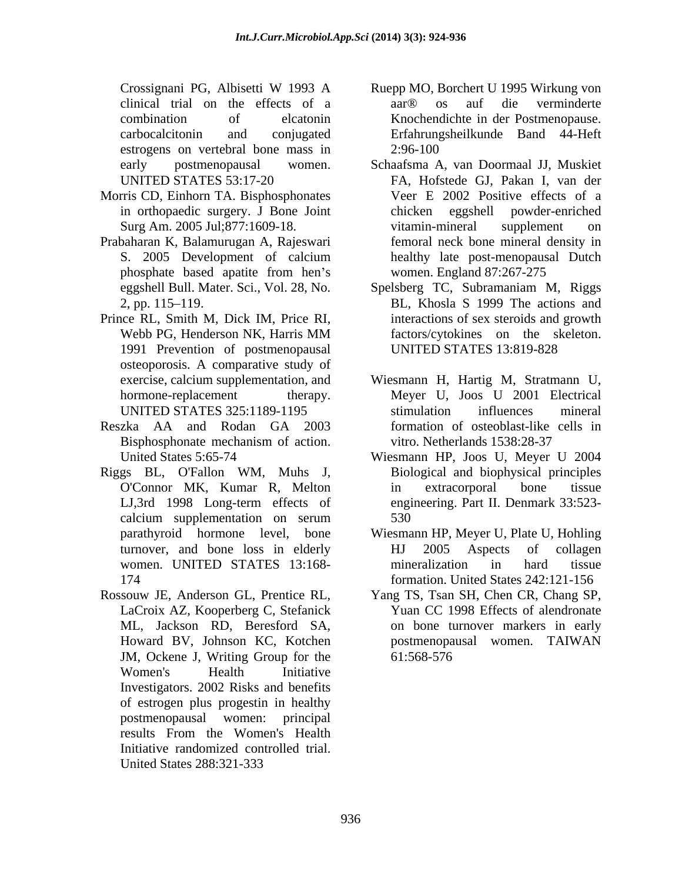Crossignani PG, Albisetti W 1993 A clinical trial on the effects of a combination of elcatonin carbocalcitonin and conjugated estrogens on vertebral bone mass in early postmenopausal women. UNITED STATES 53:17-20

Morris CD, Einhorn TA. Bisphosphonates in orthopaedic surgery. J Bone Joint Surg Am. 2005 Jul;877:1609-18.

Prabaharan K, Balamurugan A, Rajeswari S. 2005 Development of calcium phosphate based apatite from hen's eggshell Bull. Mater. Sci., Vol. 28, No. 2, pp. 115–119.

Prince RL, Smith M, Dick IM, Price RI, Webb PG, Henderson NK, Harris MM 1991 Prevention of postmenopausal osteoporosis. A comparative study of exercise, calcium supplementation, and hormone-replacement therapy. UNITED STATES 325:1189-1195

Reszka AA and Rodan GA 2003 Bisphosphonate mechanism of action. United States 5:65-74

Riggs BL, O'Fallon WM, Muhs J, O'Connor MK, Kumar R, Melton LJ,3rd 1998 Long-term effects of calcium supplementation on serum parathyroid hormone level, bone turnover, and bone loss in elderly women. UNITED STATES 13:168-174

Rossouw JE, Anderson GL, Prentice RL, LaCroix AZ, Kooperberg C, Stefanick ML, Jackson RD, Beresford SA, Howard BV, Johnson KC, Kotchen JM, Ockene J, Writing Group for the Women's Health Initiative Investigators. 2002 Risks and benefits of estrogen plus progestin in healthy postmenopausal women: principal results From the Women's Health Initiative randomized controlled trial. United States 288:321-333

Ruepp MO, Borchert U 1995 Wirkung von aar® os auf die verminderte Knochendichte in der Postmenopause. Erfahrungsheilkunde Band 44-Heft 2:96-100

Schaafsma A, van Doormaal JJ, Muskiet FA, Hofstede GJ, Pakan I, van der Veer E 2002 Positive effects of a chicken eggshell powder-enriched vitamin-mineral supplement on femoral neck bone mineral density in healthy late post-menopausal Dutch women. England 87:267-275

Spelsberg TC, Subramaniam M, Riggs BL, Khosla S 1999 The actions and interactions of sex steroids and growth factors/cytokines on the skeleton. UNITED STATES 13:819-828

Wiesmann H, Hartig M, Stratmann U, Meyer U, Joos U 2001 Electrical stimulation influences mineral formation of osteoblast-like cells in vitro. Netherlands 1538:28-37

Wiesmann HP, Joos U, Meyer U 2004 Biological and biophysical principles in extracorporal bone tissue engineering. Part II. Denmark 33:523-530

Wiesmann HP, Meyer U, Plate U, Hohling HJ 2005 Aspects of collagen mineralization in hard tissue formation. United States 242:121-156

Yang TS, Tsan SH, Chen CR, Chang SP, Yuan CC 1998 Effects of alendronate on bone turnover markers in early postmenopausal women. TAIWAN 61:568-576